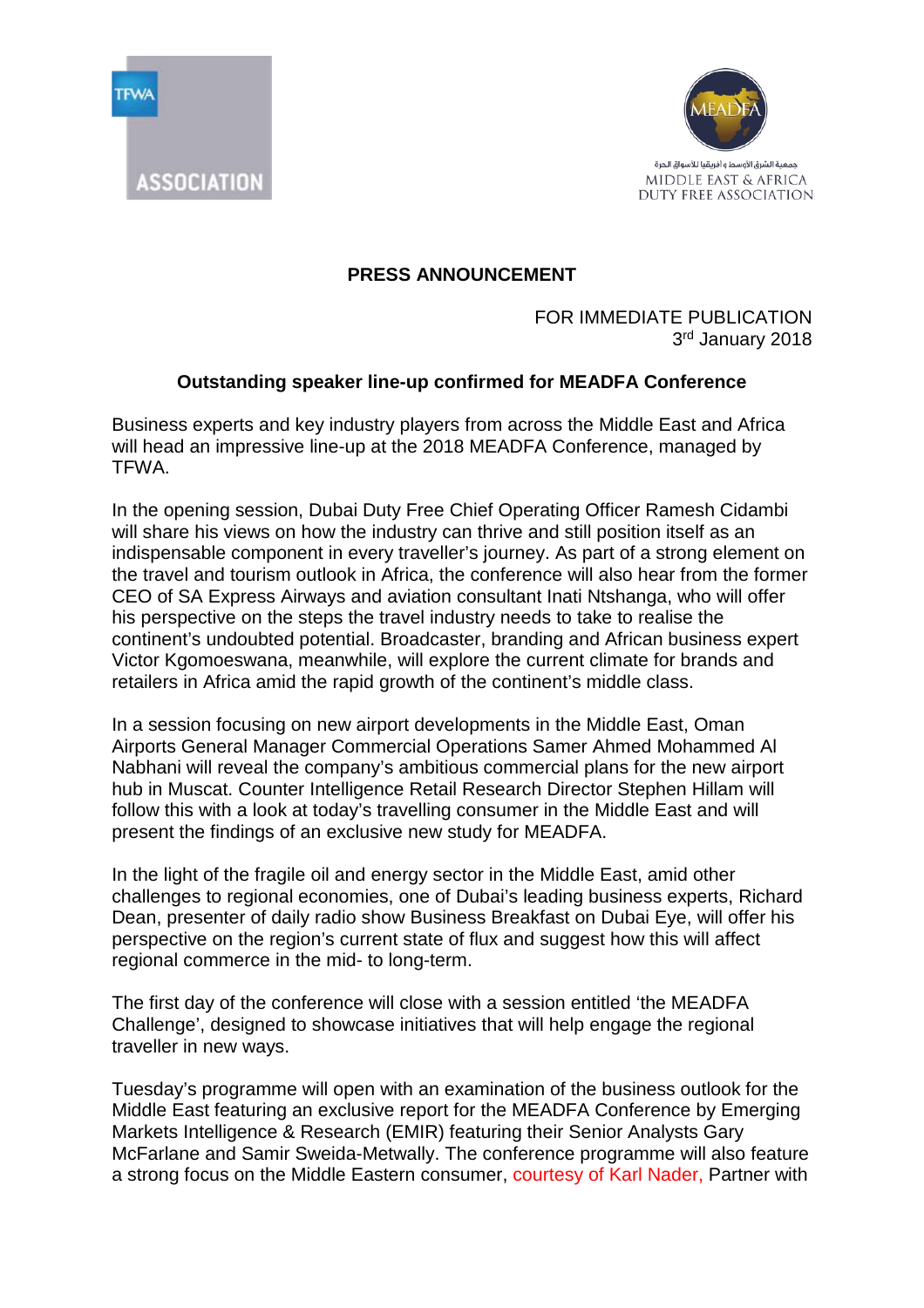TFWA ASSOCIATION

جمعية الشرق الأوسط و أفريقيا للأسواق الحرة
MIDDLE EAST & AFRICA DUTY FREE ASSOCIATION

**PRESS ANNOUNCEMENT**

FOR IMMEDIATE PUBLICATION
3rd January 2018

**Outstanding speaker line-up confirmed for MEADFA Conference**

Business experts and key industry players from across the Middle East and Africa will head an impressive line-up at the 2018 MEADFA Conference, managed by TFWA.

In the opening session, Dubai Duty Free Chief Operating Officer Ramesh Cidambi will share his views on how the industry can thrive and still position itself as an indispensable component in every traveller's journey. As part of a strong element on the travel and tourism outlook in Africa, the conference will also hear from the former CEO of SA Express Airways and aviation consultant Inati Ntshanga, who will offer his perspective on the steps the travel industry needs to take to realise the continent's undoubted potential. Broadcaster, branding and African business expert Victor Kgomoeswana, meanwhile, will explore the current climate for brands and retailers in Africa amid the rapid growth of the continent's middle class.

In a session focusing on new airport developments in the Middle East, Oman Airports General Manager Commercial Operations Samer Ahmed Mohammed Al Nabhani will reveal the company's ambitious commercial plans for the new airport hub in Muscat. Counter Intelligence Retail Research Director Stephen Hillam will follow this with a look at today's travelling consumer in the Middle East and will present the findings of an exclusive new study for MEADFA.

In the light of the fragile oil and energy sector in the Middle East, amid other challenges to regional economies, one of Dubai's leading business experts, Richard Dean, presenter of daily radio show Business Breakfast on Dubai Eye, will offer his perspective on the region's current state of flux and suggest how this will affect regional commerce in the mid- to long-term.

The first day of the conference will close with a session entitled 'the MEADFA Challenge', designed to showcase initiatives that will help engage the regional traveller in new ways.

Tuesday's programme will open with an examination of the business outlook for the Middle East featuring an exclusive report for the MEADFA Conference by Emerging Markets Intelligence & Research (EMIR) featuring their Senior Analysts Gary McFarlane and Samir Sweida-Metwally. The conference programme will also feature a strong focus on the Middle Eastern consumer, courtesy of Karl Nader, Partner with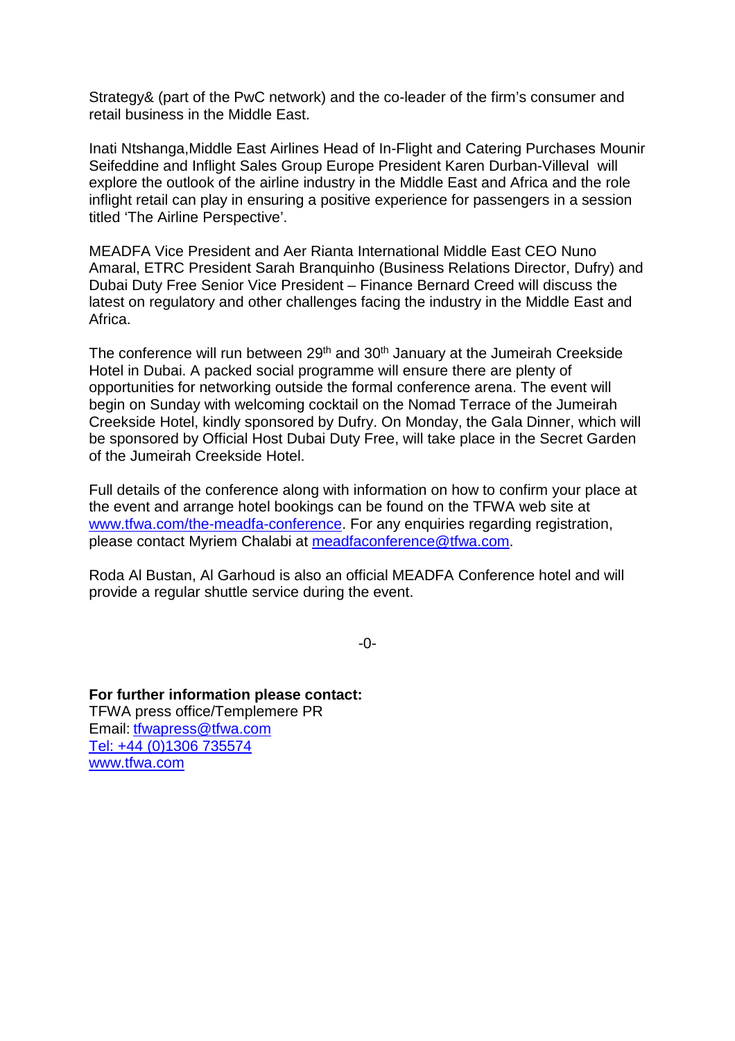Strategy& (part of the PwC network) and the co-leader of the firm's consumer and retail business in the Middle East.

Inati Ntshanga,Middle East Airlines Head of In-Flight and Catering Purchases Mounir Seifeddine and Inflight Sales Group Europe President Karen Durban-Villeval will explore the outlook of the airline industry in the Middle East and Africa and the role inflight retail can play in ensuring a positive experience for passengers in a session titled 'The Airline Perspective'.

MEADFA Vice President and Aer Rianta International Middle East CEO Nuno Amaral, ETRC President Sarah Branquinho (Business Relations Director, Dufry) and Dubai Duty Free Senior Vice President – Finance Bernard Creed will discuss the latest on regulatory and other challenges facing the industry in the Middle East and Africa.

The conference will run between 29th and 30th January at the Jumeirah Creekside Hotel in Dubai. A packed social programme will ensure there are plenty of opportunities for networking outside the formal conference arena. The event will begin on Sunday with welcoming cocktail on the Nomad Terrace of the Jumeirah Creekside Hotel, kindly sponsored by Dufry. On Monday, the Gala Dinner, which will be sponsored by Official Host Dubai Duty Free, will take place in the Secret Garden of the Jumeirah Creekside Hotel.

Full details of the conference along with information on how to confirm your place at the event and arrange hotel bookings can be found on the TFWA web site at www.tfwa.com/the-meadfa-conference. For any enquiries regarding registration, please contact Myriem Chalabi at meadfaconference@tfwa.com.

Roda Al Bustan, Al Garhoud is also an official MEADFA Conference hotel and will provide a regular shuttle service during the event.

-0-

**For further information please contact:**
TFWA press office/Templemere PR
Email: tfwapress@tfwa.com
Tel: +44 (0)1306 735574
www.tfwa.com